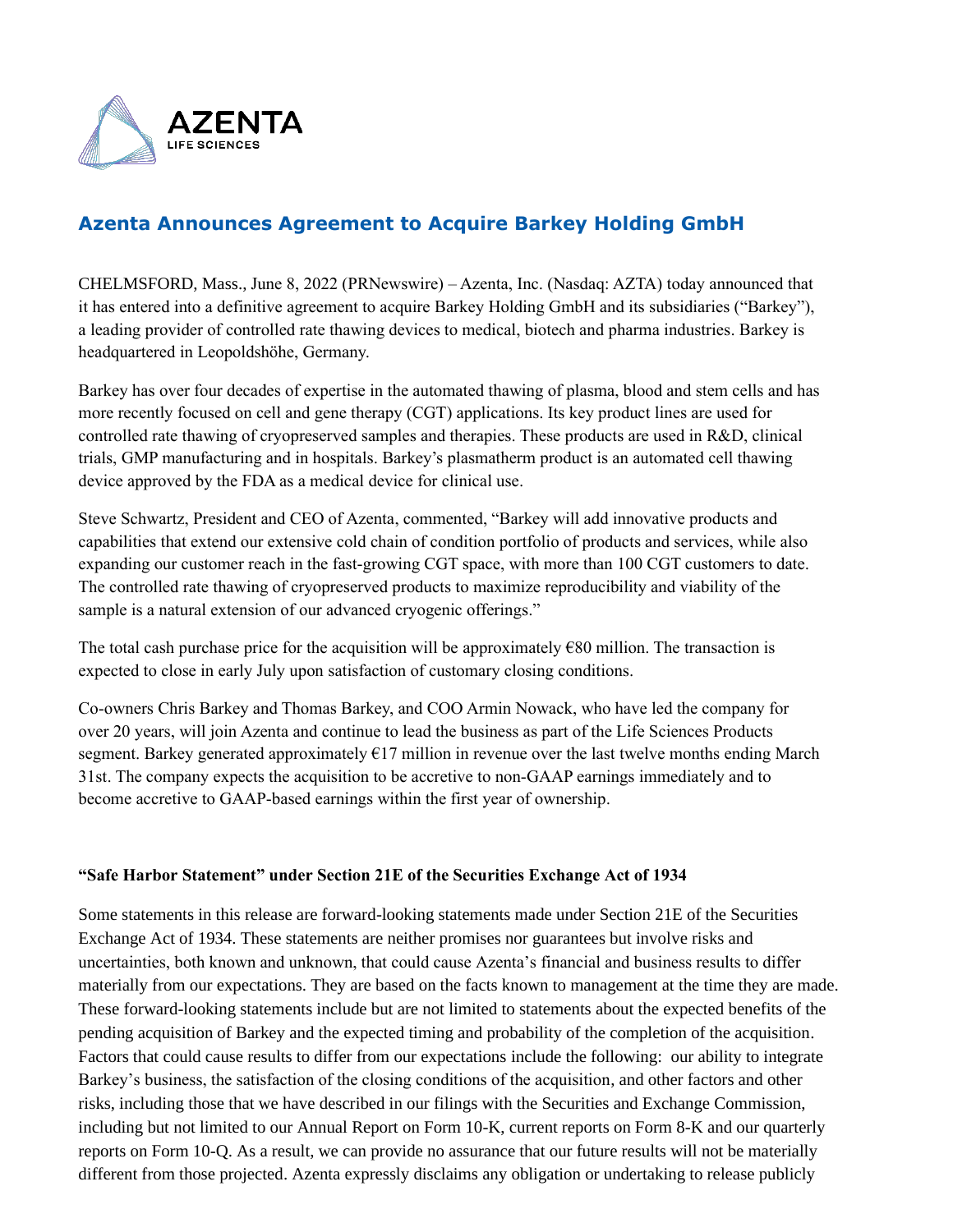# Azenta Announces Agreement to Acquire Barkey Holding GmbH

CHELMSFORD, Mass., June 8, 2022 (PRNewswire) – Azenta, Inc. (Nasdaq: AZTA) today announced that it has entered into a definitive agreement to acquire Barkey Holding GmbH and its subsidiaries ("Barkey"), a leading provider of controlled rate thawing devices to medical, biotech and pharma industries. Barkey is headquartered in Leopoldshöhe, Germany.

Barkey has over four decades of expertise in the automated thawing of plasma, blood and stem cells and has more recently focused on cell and gene therapy (CGT) applications. Its key product lines are used for controlled rate thawing of cryopreserved samples and therapies. These products are used in R&D, clinical trials, GMP manufacturing and in hospitals. Barkey's plasmatherm product is an automated cell thawing device approved by the FDA as a medical device for clinical use.

Steve Schwartz, President and CEO of Azenta, commented, "Barkey will add innovative products and capabilities that extend our extensive cold chain of condition portfolio of products and services, while also expanding our customer reach in the fast-growing CGT space, with more than 100 CGT customers to date. The controlled rate thawing of cryopreserved products to maximize reproducibility and viability of the sample is a natural extension of our advanced cryogenic offerings."

The total cash purchase price for the acquisition will be approximately €80 million. The transaction is expected to close in early July upon satisfaction of customary closing conditions.

Co-owners Chris Barkey and Thomas Barkey, and COO Armin Nowack, who have led the company for over 20 years, will join Azenta and continue to lead the business as part of the Life Sciences Products segment. Barkey generated approximately €17 million in revenue over the last twelve months ending March 31st. The company expects the acquisition to be accretive to non-GAAP earnings immediately and to become accretive to GAAP-based earnings within the first year of ownership.

**"Safe Harbor Statement" under Section 21E of the Securities Exchange Act of 1934**

Some statements in this release are forward-looking statements made under Section 21E of the Securities Exchange Act of 1934. These statements are neither promises nor guarantees but involve risks and uncertainties, both known and unknown, that could cause Azenta's financial and business results to differ materially from our expectations. They are based on the facts known to management at the time they are made. These forward-looking statements include but are not limited to statements about the expected benefits of the pending acquisition of Barkey and the expected timing and probability of the completion of the acquisition. Factors that could cause results to differ from our expectations include the following: our ability to integrate Barkey's business, the satisfaction of the closing conditions of the acquisition, and other factors and other risks, including those that we have described in our filings with the Securities and Exchange Commission, including but not limited to our Annual Report on Form 10-K, current reports on Form 8-K and our quarterly reports on Form 10-Q. As a result, we can provide no assurance that our future results will not be materially different from those projected. Azenta expressly disclaims any obligation or undertaking to release publicly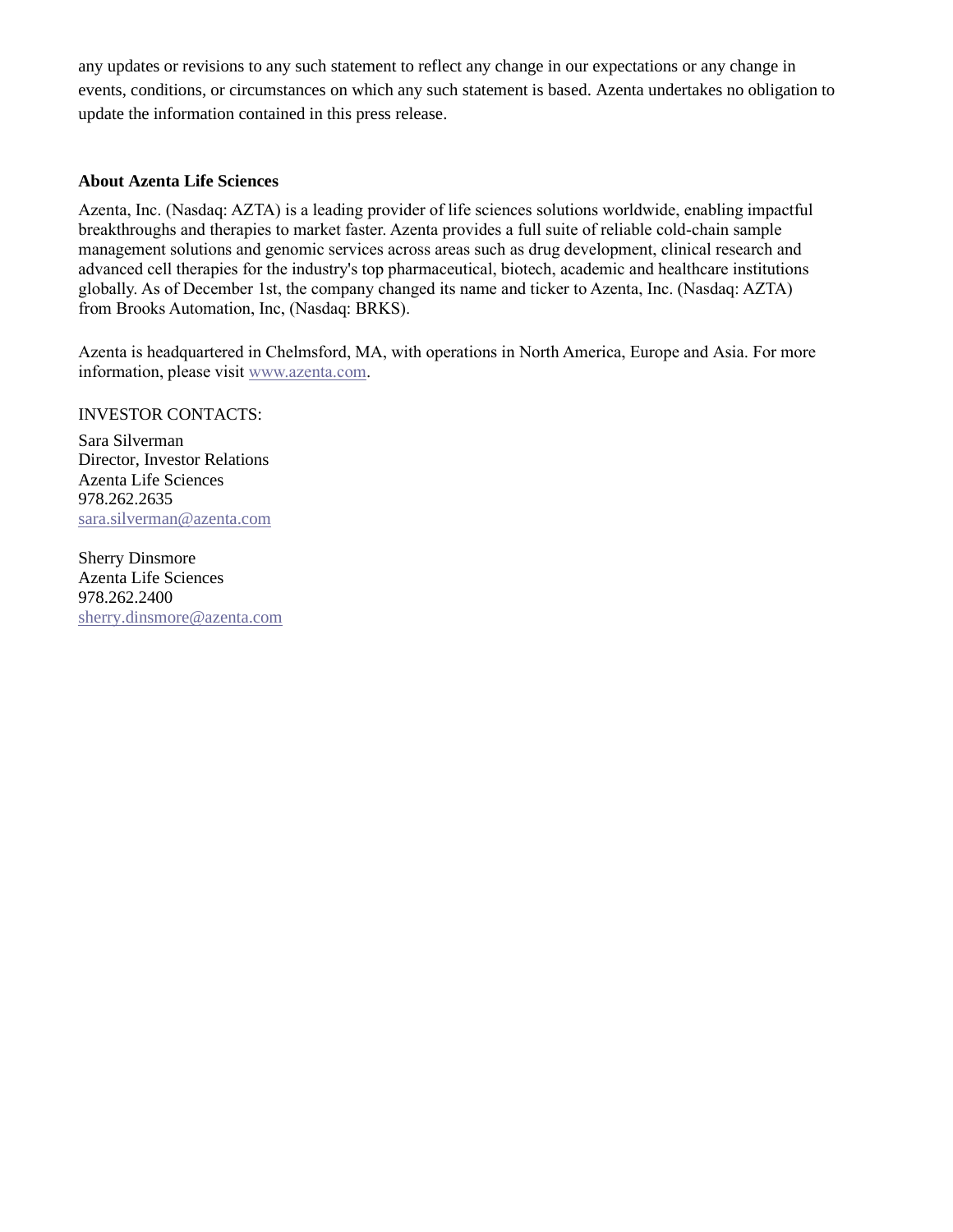any updates or revisions to any such statement to reflect any change in our expectations or any change in events, conditions, or circumstances on which any such statement is based. Azenta undertakes no obligation to update the information contained in this press release.

**About Azenta Life Sciences**

Azenta, Inc. (Nasdaq: AZTA) is a leading provider of life sciences solutions worldwide, enabling impactful breakthroughs and therapies to market faster. Azenta provides a full suite of reliable cold-chain sample management solutions and genomic services across areas such as drug development, clinical research and advanced cell therapies for the industry's top pharmaceutical, biotech, academic and healthcare institutions globally. As of December 1st, the company changed its name and ticker to Azenta, Inc. (Nasdaq: AZTA) from Brooks Automation, Inc, (Nasdaq: BRKS).

Azenta is headquartered in Chelmsford, MA, with operations in North America, Europe and Asia. For more information, please visit www.azenta.com.

INVESTOR CONTACTS:

Sara Silverman
Director, Investor Relations
Azenta Life Sciences
978.262.2635
sara.silverman@azenta.com

Sherry Dinsmore
Azenta Life Sciences
978.262.2400
sherry.dinsmore@azenta.com